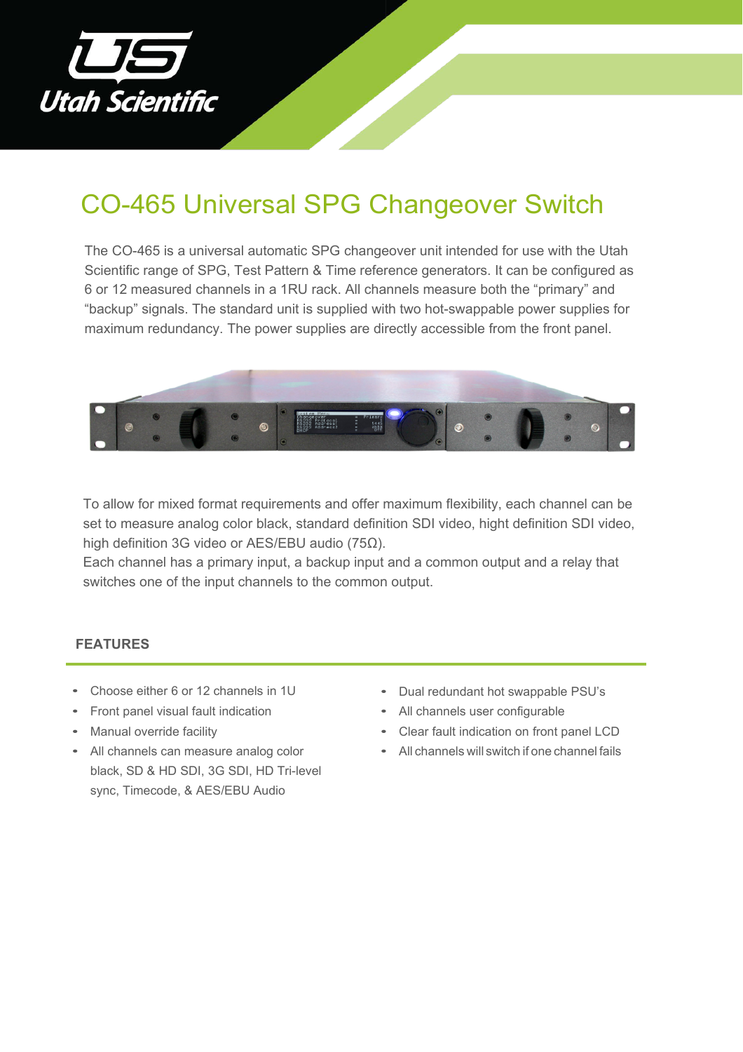Utah Scientific

# CO-465 Universal SPG Changeover Switch

The CO-465 is a universal automatic SPG changeover unit intended for use with the Utah Scientific range of SPG, Test Pattern & Time reference generators. It can be configured as 6 or 12 measured channels in a 1RU rack. All channels measure both the "primary" and "backup" signals. The standard unit is supplied with two hot-swappable power supplies for maximum redundancy. The power supplies are directly accessible from the front panel.

To allow for mixed format requirements and offer maximum flexibility, each channel can be set to measure analog color black, standard definition SDI video, hight definition SDI video, high definition 3G video or AES/EBU audio (75Ω).
Each channel has a primary input, a backup input and a common output and a relay that switches one of the input channels to the common output.

## FEATURES

- Choose either 6 or 12 channels in 1U
- Front panel visual fault indication
- Manual override facility
- All channels can measure analog color black, SD & HD SDI, 3G SDI, HD Tri-level sync, Timecode, & AES/EBU Audio
- Dual redundant hot swappable PSU's
- All channels user configurable
- Clear fault indication on front panel LCD
- All channels will switch if one channel fails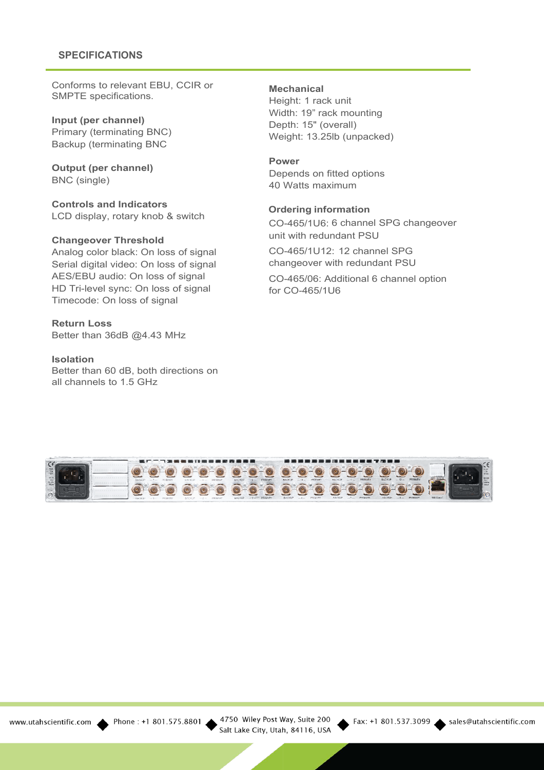## SPECIFICATIONS

Conforms to relevant EBU, CCIR or SMPTE specifications.

**Input (per channel)**
Primary (terminating BNC)
Backup (terminating BNC

**Output (per channel)**
BNC (single)

**Controls and Indicators**
LCD display, rotary knob & switch

**Changeover Threshold**
Analog color black: On loss of signal
Serial digital video: On loss of signal
AES/EBU audio: On loss of signal
HD Tri-level sync: On loss of signal
Timecode: On loss of signal

**Return Loss**
Better than 36dB @4.43 MHz

**Isolation**
Better than 60 dB, both directions on all channels to 1.5 GHz

**Mechanical**
Height: 1 rack unit
Width: 19" rack mounting
Depth: 15" (overall)
Weight: 13.25lb (unpacked)

**Power**
Depends on fitted options
40 Watts maximum

**Ordering information**

CO-465/1U6: 6 channel SPG changeover unit with redundant PSU

CO-465/1U12: 12 channel SPG changeover with redundant PSU

CO-465/06: Additional 6 channel option for CO-465/1U6

www.utahscientific.com ◆ Phone : +1 801.575.8801 ◆ 4750 Wiley Post Way, Suite 200 Salt Lake City, Utah, 84116, USA ◆ Fax: +1 801.537.3099 ◆ sales@utahscientific.com